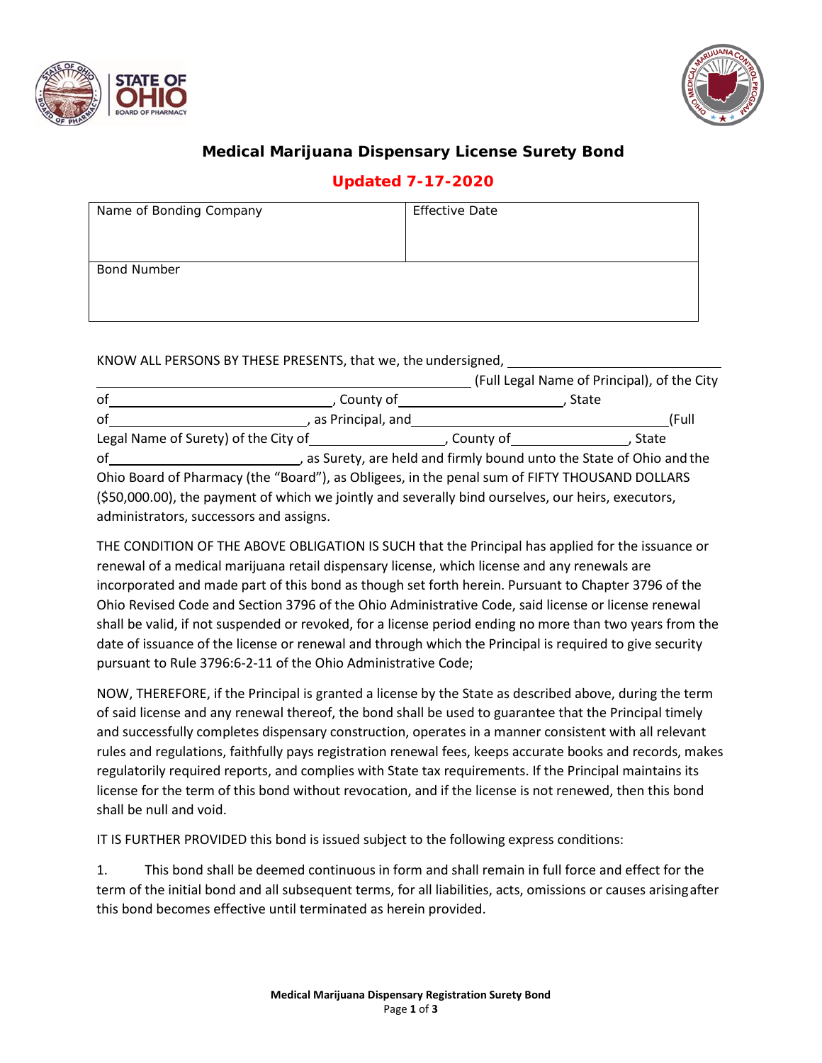# Medical Marijuana Dispensary License Surety Bond

## Updated 7-17-2020

| Name of Bonding Company | Effective Date |
|---|---|
| Bond Number | |

KNOW ALL PERSONS BY THESE PRESENTS, that we, the undersigned, ______________________________ (Full Legal Name of Principal), of the City of ______________________, County of ______________________, State of ______________________, as Principal, and ______________________________ (Full Legal Name of Surety) of the City of ______________________, County of ______________________, State of ______________________, as Surety, are held and firmly bound unto the State of Ohio and the Ohio Board of Pharmacy (the "Board"), as Obligees, in the penal sum of FIFTY THOUSAND DOLLARS ($50,000.00), the payment of which we jointly and severally bind ourselves, our heirs, executors, administrators, successors and assigns.

THE CONDITION OF THE ABOVE OBLIGATION IS SUCH that the Principal has applied for the issuance or renewal of a medical marijuana retail dispensary license, which license and any renewals are incorporated and made part of this bond as though set forth herein. Pursuant to Chapter 3796 of the Ohio Revised Code and Section 3796 of the Ohio Administrative Code, said license or license renewal shall be valid, if not suspended or revoked, for a license period ending no more than two years from the date of issuance of the license or renewal and through which the Principal is required to give security pursuant to Rule 3796:6-2-11 of the Ohio Administrative Code;

NOW, THEREFORE, if the Principal is granted a license by the State as described above, during the term of said license and any renewal thereof, the bond shall be used to guarantee that the Principal timely and successfully completes dispensary construction, operates in a manner consistent with all relevant rules and regulations, faithfully pays registration renewal fees, keeps accurate books and records, makes regulatorily required reports, and complies with State tax requirements. If the Principal maintains its license for the term of this bond without revocation, and if the license is not renewed, then this bond shall be null and void.

IT IS FURTHER PROVIDED this bond is issued subject to the following express conditions:

1. This bond shall be deemed continuous in form and shall remain in full force and effect for the term of the initial bond and all subsequent terms, for all liabilities, acts, omissions or causes arising after this bond becomes effective until terminated as herein provided.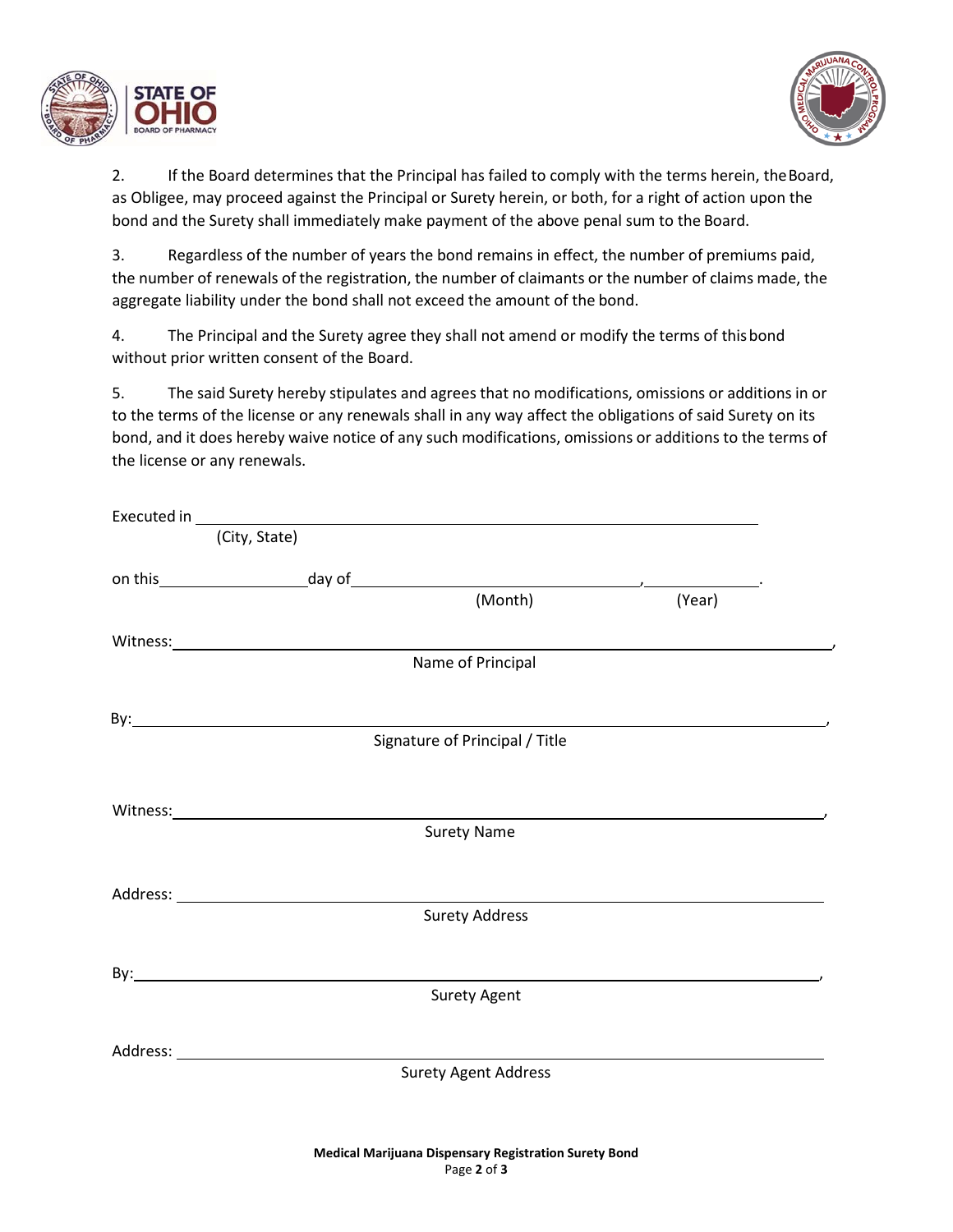2. If the Board determines that the Principal has failed to comply with the terms herein, the Board, as Obligee, may proceed against the Principal or Surety herein, or both, for a right of action upon the bond and the Surety shall immediately make payment of the above penal sum to the Board.

3. Regardless of the number of years the bond remains in effect, the number of premiums paid, the number of renewals of the registration, the number of claimants or the number of claims made, the aggregate liability under the bond shall not exceed the amount of the bond.

4. The Principal and the Surety agree they shall not amend or modify the terms of this bond without prior written consent of the Board.

5. The said Surety hereby stipulates and agrees that no modifications, omissions or additions in or to the terms of the license or any renewals shall in any way affect the obligations of said Surety on its bond, and it does hereby waive notice of any such modifications, omissions or additions to the terms of the license or any renewals.

Executed in ______________________________________________
(City, State)

on this ______________ day of ______________________________, ______________.
(Month) (Year)

Witness: ______________________________________________________________,
Name of Principal

By: ______________________________________________________________,
Signature of Principal / Title

Witness: ______________________________________________________________,
Surety Name

Address: ______________________________________________________________
Surety Address

By: ______________________________________________________________,
Surety Agent

Address: ______________________________________________________________
Surety Agent Address

**Medical Marijuana Dispensary Registration Surety Bond**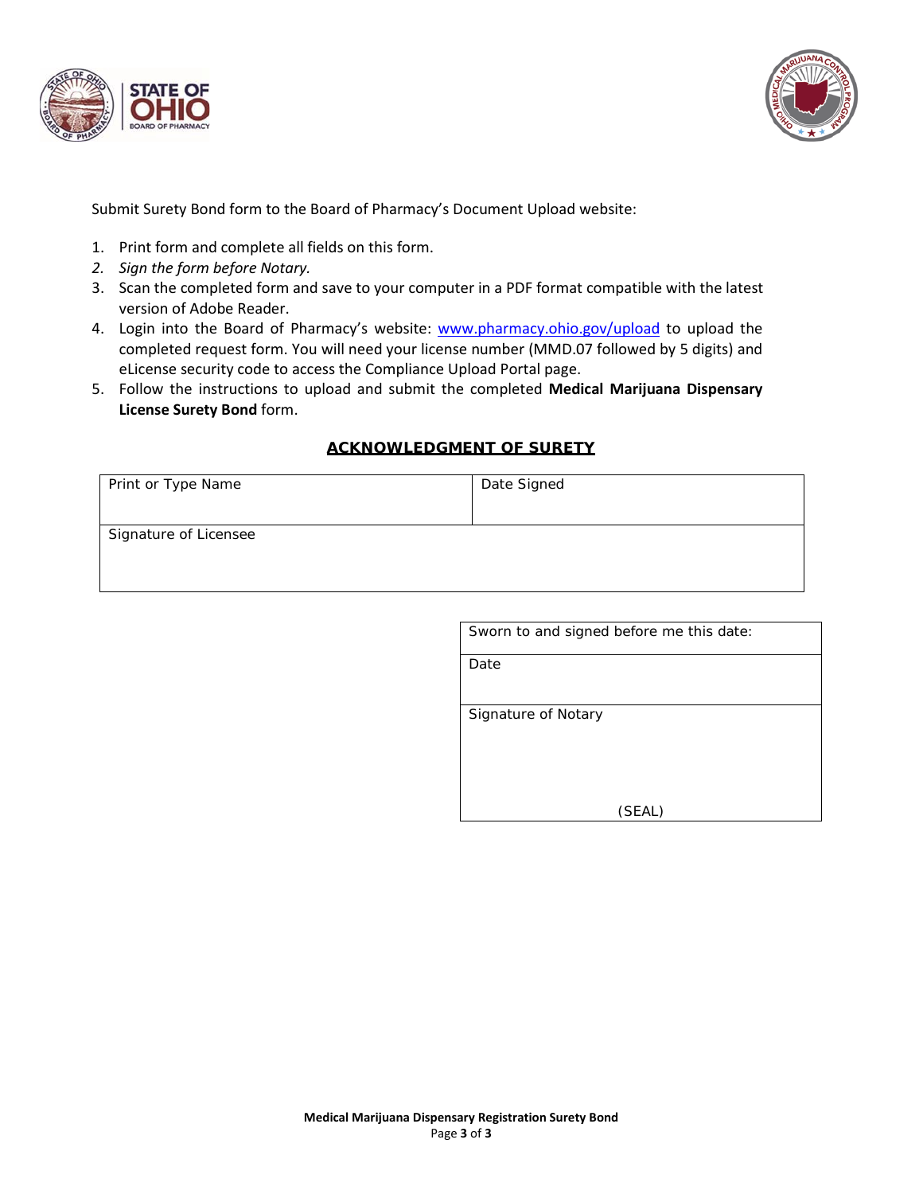Submit Surety Bond form to the Board of Pharmacy's Document Upload website:

1. Print form and complete all fields on this form.
2. *Sign the form before Notary.*
3. Scan the completed form and save to your computer in a PDF format compatible with the latest version of Adobe Reader.
4. Login into the Board of Pharmacy's website: www.pharmacy.ohio.gov/upload to upload the completed request form. You will need your license number (MMD.07 followed by 5 digits) and eLicense security code to access the Compliance Upload Portal page.
5. Follow the instructions to upload and submit the completed **Medical Marijuana Dispensary License Surety Bond** form.

## ACKNOWLEDGMENT OF SURETY

| | |
|---|---|
| Print or Type Name | Date Signed |
| Signature of Licensee | |

| |
|---|
| Sworn to and signed before me this date: |
| Date |
| Signature of Notary<br><br>(SEAL) |